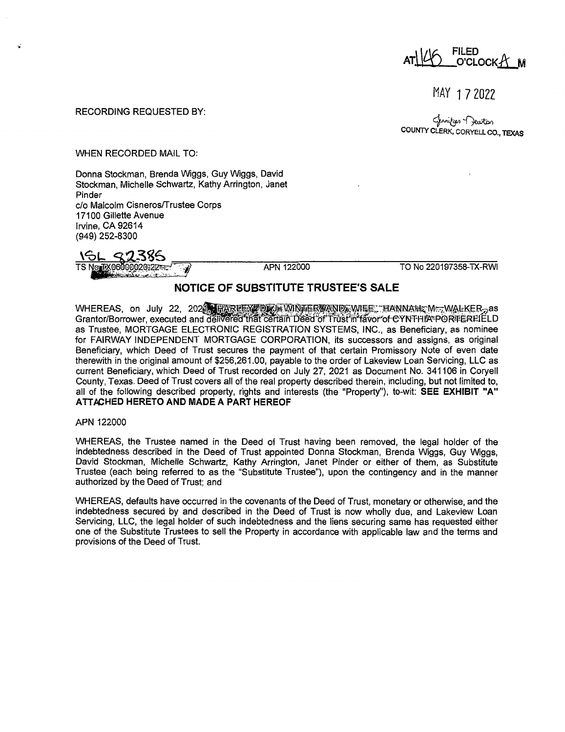AT 1:45 O'CLOCK A M FILED

MAY 17 2022

Jennifer Newton
COUNTY CLERK, CORYELL CO., TEXAS

RECORDING REQUESTED BY:

WHEN RECORDED MAIL TO:

Donna Stockman, Brenda Wiggs, Guy Wiggs, David Stockman, Michelle Schwartz, Kathy Arrington, Janet Pinder
c/o Malcolm Cisneros/Trustee Corps
17100 Gillette Avenue
Irvine, CA 92614
(949) 252-8300

1SL 82385

TS No TX06000020-22-1 APN 122000 TO No 220197358-TX-RWI

# NOTICE OF SUBSTITUTE TRUSTEE'S SALE

WHEREAS, on July 22, 2021, HARLEY D. J. WINTER AND WIFE, HANNAH M. WALKER, as Grantor/Borrower, executed and delivered that certain Deed of Trust in favor of CYNTHIA PORTERFIELD as Trustee, MORTGAGE ELECTRONIC REGISTRATION SYSTEMS, INC., as Beneficiary, as nominee for FAIRWAY INDEPENDENT MORTGAGE CORPORATION, its successors and assigns, as original Beneficiary, which Deed of Trust secures the payment of that certain Promissory Note of even date therewith in the original amount of $256,261.00, payable to the order of Lakeview Loan Servicing, LLC as current Beneficiary, which Deed of Trust recorded on July 27, 2021 as Document No. 341106 in Coryell County, Texas. Deed of Trust covers all of the real property described therein, including, but not limited to, all of the following described property, rights and interests (the "Property"), to-wit: **SEE EXHIBIT "A" ATTACHED HERETO AND MADE A PART HEREOF**

APN 122000

WHEREAS, the Trustee named in the Deed of Trust having been removed, the legal holder of the indebtedness described in the Deed of Trust appointed Donna Stockman, Brenda Wiggs, Guy Wiggs, David Stockman, Michelle Schwartz, Kathy Arrington, Janet Pinder or either of them, as Substitute Trustee (each being referred to as the "Substitute Trustee"), upon the contingency and in the manner authorized by the Deed of Trust; and

WHEREAS, defaults have occurred in the covenants of the Deed of Trust, monetary or otherwise, and the indebtedness secured by and described in the Deed of Trust is now wholly due, and Lakeview Loan Servicing, LLC, the legal holder of such indebtedness and the liens securing same has requested either one of the Substitute Trustees to sell the Property in accordance with applicable law and the terms and provisions of the Deed of Trust.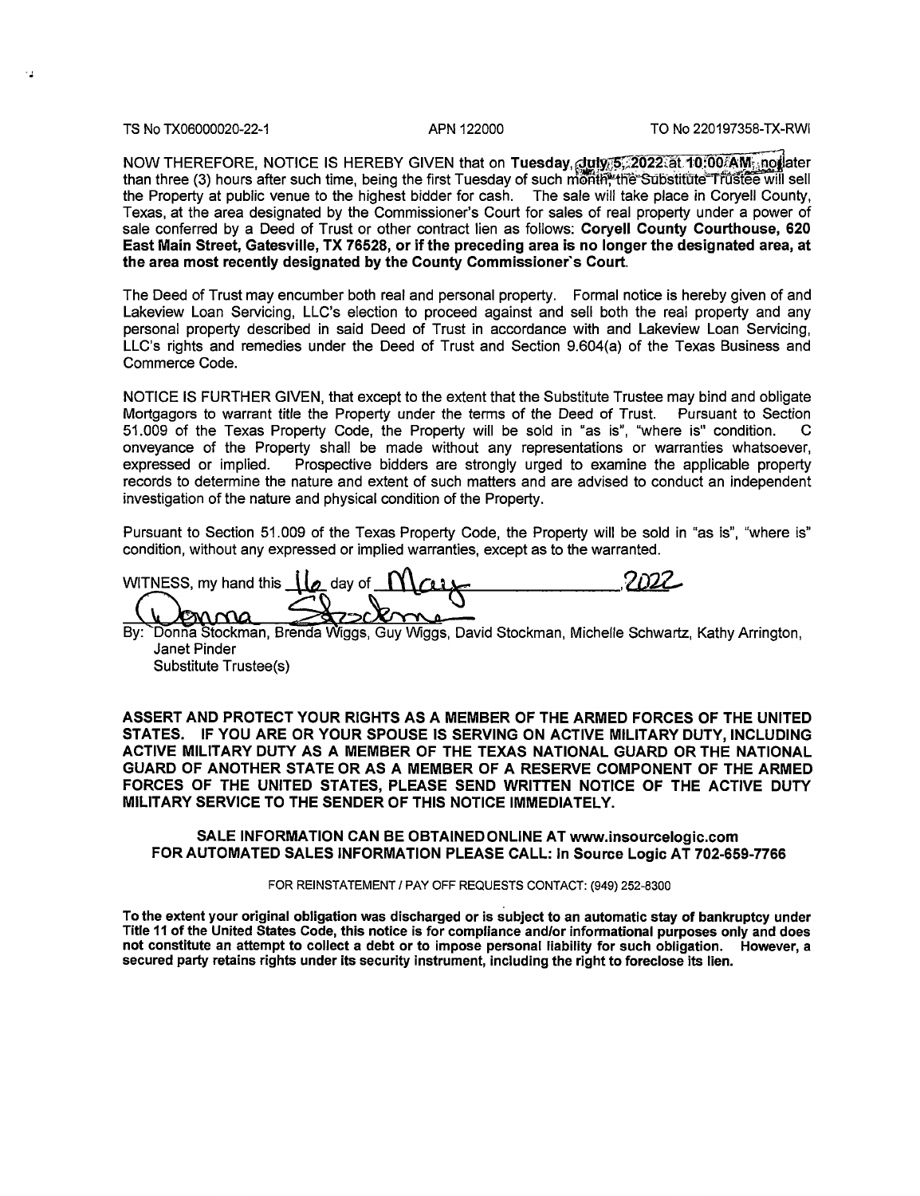TS No TX06000020-22-1 APN 122000 TO No 220197358-TX-RWI

NOW THEREFORE, NOTICE IS HEREBY GIVEN that on **Tuesday, July 5, 2022 at 10:00 AM**, no later than three (3) hours after such time, being the first Tuesday of such month, the Substitute Trustee will sell the Property at public venue to the highest bidder for cash. The sale will take place in Coryell County, Texas, at the area designated by the Commissioner's Court for sales of real property under a power of sale conferred by a Deed of Trust or other contract lien as follows: **Coryell County Courthouse, 620 East Main Street, Gatesville, TX 76528, or if the preceding area is no longer the designated area, at the area most recently designated by the County Commissioner's Court.**

The Deed of Trust may encumber both real and personal property. Formal notice is hereby given of and Lakeview Loan Servicing, LLC's election to proceed against and sell both the real property and any personal property described in said Deed of Trust in accordance with and Lakeview Loan Servicing, LLC's rights and remedies under the Deed of Trust and Section 9.604(a) of the Texas Business and Commerce Code.

NOTICE IS FURTHER GIVEN, that except to the extent that the Substitute Trustee may bind and obligate Mortgagors to warrant title the Property under the terms of the Deed of Trust. Pursuant to Section 51.009 of the Texas Property Code, the Property will be sold in "as is", "where is" condition. C onveyance of the Property shall be made without any representations or warranties whatsoever, expressed or implied. Prospective bidders are strongly urged to examine the applicable property records to determine the nature and extent of such matters and are advised to conduct an independent investigation of the nature and physical condition of the Property.

Pursuant to Section 51.009 of the Texas Property Code, the Property will be sold in "as is", "where is" condition, without any expressed or implied warranties, except as to the warranted.

WITNESS, my hand this 16 day of May, 2022

Donna Stockman

By: Donna Stockman, Brenda Wiggs, Guy Wiggs, David Stockman, Michelle Schwartz, Kathy Arrington, Janet Pinder
Substitute Trustee(s)

**ASSERT AND PROTECT YOUR RIGHTS AS A MEMBER OF THE ARMED FORCES OF THE UNITED STATES. IF YOU ARE OR YOUR SPOUSE IS SERVING ON ACTIVE MILITARY DUTY, INCLUDING ACTIVE MILITARY DUTY AS A MEMBER OF THE TEXAS NATIONAL GUARD OR THE NATIONAL GUARD OF ANOTHER STATE OR AS A MEMBER OF A RESERVE COMPONENT OF THE ARMED FORCES OF THE UNITED STATES, PLEASE SEND WRITTEN NOTICE OF THE ACTIVE DUTY MILITARY SERVICE TO THE SENDER OF THIS NOTICE IMMEDIATELY.**

**SALE INFORMATION CAN BE OBTAINED ONLINE AT www.insourcelogic.com**
**FOR AUTOMATED SALES INFORMATION PLEASE CALL: In Source Logic AT 702-659-7766**

FOR REINSTATEMENT / PAY OFF REQUESTS CONTACT: (949) 252-8300

**To the extent your original obligation was discharged or is subject to an automatic stay of bankruptcy under Title 11 of the United States Code, this notice is for compliance and/or informational purposes only and does not constitute an attempt to collect a debt or to impose personal liability for such obligation. However, a secured party retains rights under its security instrument, including the right to foreclose its lien.**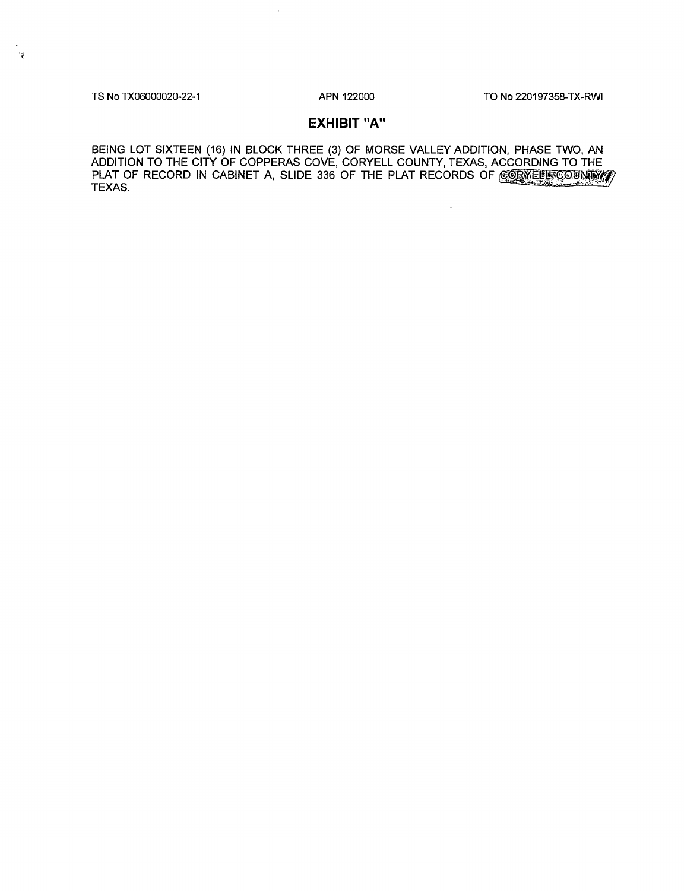TS No TX06000020-22-1 APN 122000 TO No 220197358-TX-RWI

## EXHIBIT "A"

BEING LOT SIXTEEN (16) IN BLOCK THREE (3) OF MORSE VALLEY ADDITION, PHASE TWO, AN ADDITION TO THE CITY OF COPPERAS COVE, CORYELL COUNTY, TEXAS, ACCORDING TO THE PLAT OF RECORD IN CABINET A, SLIDE 336 OF THE PLAT RECORDS OF CORYELL COUNTY, TEXAS.